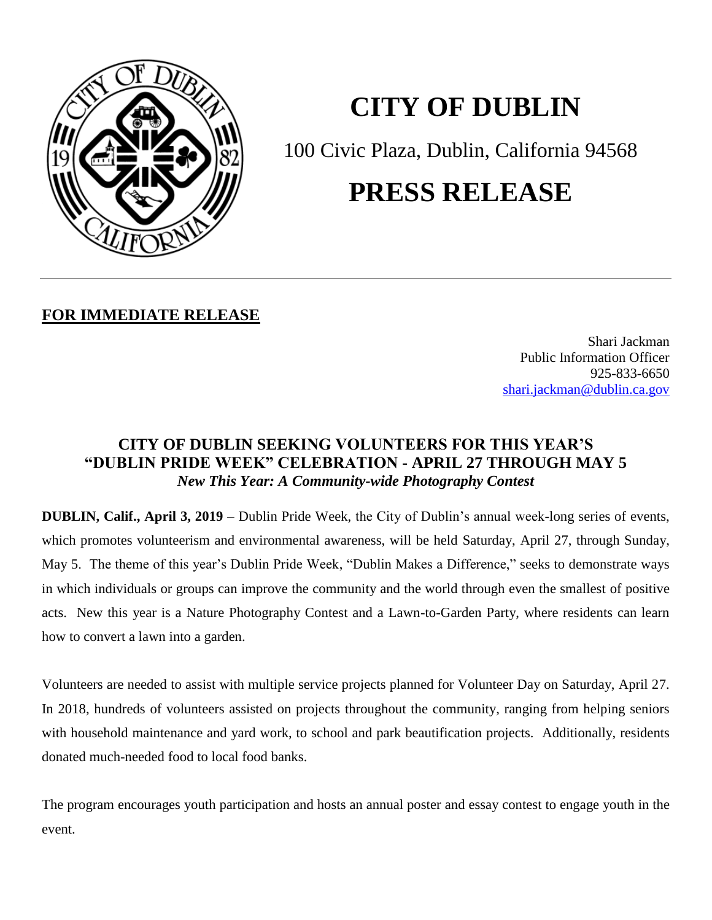# CITY OF DUBLIN

100 Civic Plaza, Dublin, California 94568

# PRESS RELEASE

---

**FOR IMMEDIATE RELEASE**

Shari Jackman
Public Information Officer
925-833-6650
shari.jackman@dublin.ca.gov

## CITY OF DUBLIN SEEKING VOLUNTEERS FOR THIS YEAR'S "DUBLIN PRIDE WEEK" CELEBRATION - APRIL 27 THROUGH MAY 5

***New This Year: A Community-wide Photography Contest***

**DUBLIN, Calif., April 3, 2019** – Dublin Pride Week, the City of Dublin's annual week-long series of events, which promotes volunteerism and environmental awareness, will be held Saturday, April 27, through Sunday, May 5. The theme of this year's Dublin Pride Week, "Dublin Makes a Difference," seeks to demonstrate ways in which individuals or groups can improve the community and the world through even the smallest of positive acts. New this year is a Nature Photography Contest and a Lawn-to-Garden Party, where residents can learn how to convert a lawn into a garden.

Volunteers are needed to assist with multiple service projects planned for Volunteer Day on Saturday, April 27. In 2018, hundreds of volunteers assisted on projects throughout the community, ranging from helping seniors with household maintenance and yard work, to school and park beautification projects. Additionally, residents donated much-needed food to local food banks.

The program encourages youth participation and hosts an annual poster and essay contest to engage youth in the event.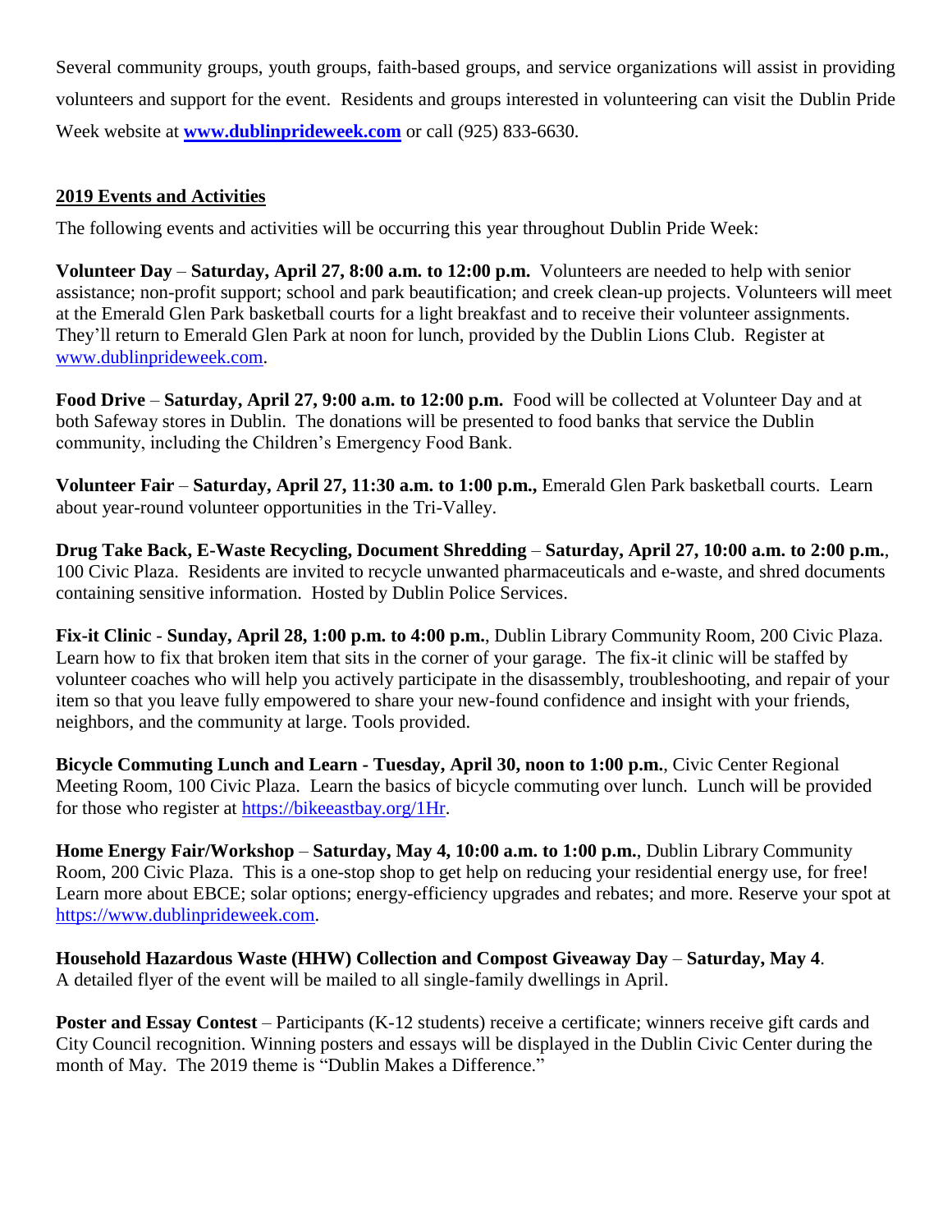Several community groups, youth groups, faith-based groups, and service organizations will assist in providing volunteers and support for the event. Residents and groups interested in volunteering can visit the Dublin Pride Week website at **[www.dublinprideweek.com](http://www.dublinprideweek.com)** or call (925) 833-6630.

## 2019 Events and Activities

The following events and activities will be occurring this year throughout Dublin Pride Week:

**Volunteer Day** – **Saturday, April 27, 8:00 a.m. to 12:00 p.m.** Volunteers are needed to help with senior assistance; non-profit support; school and park beautification; and creek clean-up projects. Volunteers will meet at the Emerald Glen Park basketball courts for a light breakfast and to receive their volunteer assignments. They'll return to Emerald Glen Park at noon for lunch, provided by the Dublin Lions Club. Register at [www.dublinprideweek.com](http://www.dublinprideweek.com).

**Food Drive** – **Saturday, April 27, 9:00 a.m. to 12:00 p.m.** Food will be collected at Volunteer Day and at both Safeway stores in Dublin. The donations will be presented to food banks that service the Dublin community, including the Children's Emergency Food Bank.

**Volunteer Fair** – **Saturday, April 27, 11:30 a.m. to 1:00 p.m.,** Emerald Glen Park basketball courts. Learn about year-round volunteer opportunities in the Tri-Valley.

**Drug Take Back, E-Waste Recycling, Document Shredding** – **Saturday, April 27, 10:00 a.m. to 2:00 p.m.**, 100 Civic Plaza. Residents are invited to recycle unwanted pharmaceuticals and e-waste, and shred documents containing sensitive information. Hosted by Dublin Police Services.

**Fix-it Clinic - Sunday, April 28, 1:00 p.m. to 4:00 p.m.**, Dublin Library Community Room, 200 Civic Plaza. Learn how to fix that broken item that sits in the corner of your garage. The fix-it clinic will be staffed by volunteer coaches who will help you actively participate in the disassembly, troubleshooting, and repair of your item so that you leave fully empowered to share your new-found confidence and insight with your friends, neighbors, and the community at large. Tools provided.

**Bicycle Commuting Lunch and Learn - Tuesday, April 30, noon to 1:00 p.m.**, Civic Center Regional Meeting Room, 100 Civic Plaza. Learn the basics of bicycle commuting over lunch. Lunch will be provided for those who register at [https://bikeeastbay.org/1Hr](https://bikeeastbay.org/1Hr).

**Home Energy Fair/Workshop** – **Saturday, May 4, 10:00 a.m. to 1:00 p.m.**, Dublin Library Community Room, 200 Civic Plaza. This is a one-stop shop to get help on reducing your residential energy use, for free! Learn more about EBCE; solar options; energy-efficiency upgrades and rebates; and more. Reserve your spot at [https://www.dublinprideweek.com](https://www.dublinprideweek.com).

**Household Hazardous Waste (HHW) Collection and Compost Giveaway Day** – **Saturday, May 4**. A detailed flyer of the event will be mailed to all single-family dwellings in April.

**Poster and Essay Contest** – Participants (K-12 students) receive a certificate; winners receive gift cards and City Council recognition. Winning posters and essays will be displayed in the Dublin Civic Center during the month of May. The 2019 theme is "Dublin Makes a Difference."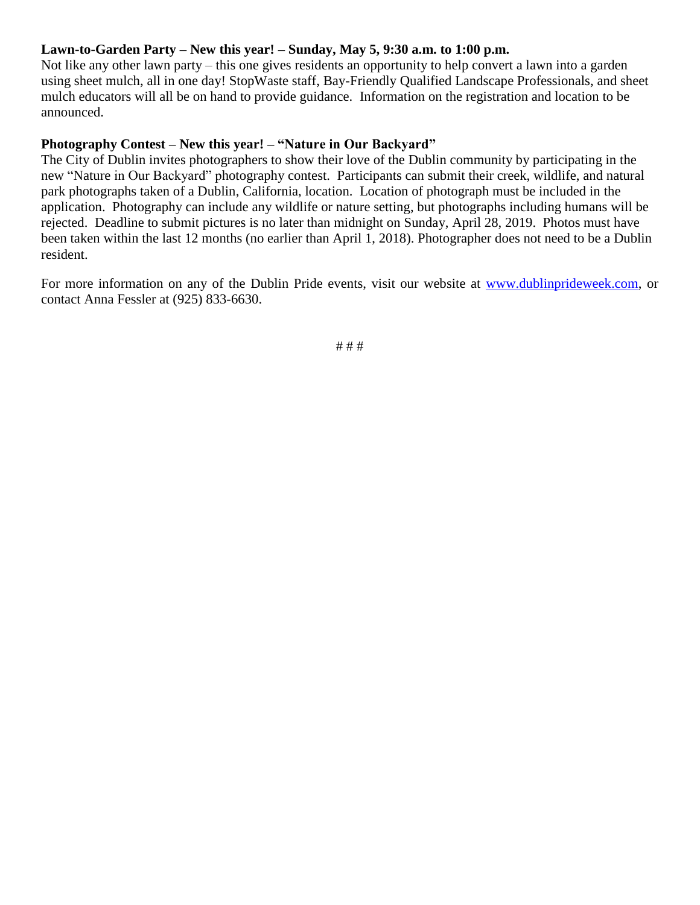**Lawn-to-Garden Party – New this year! – Sunday, May 5, 9:30 a.m. to 1:00 p.m.**

Not like any other lawn party – this one gives residents an opportunity to help convert a lawn into a garden using sheet mulch, all in one day! StopWaste staff, Bay-Friendly Qualified Landscape Professionals, and sheet mulch educators will all be on hand to provide guidance. Information on the registration and location to be announced.

**Photography Contest – New this year! – "Nature in Our Backyard"**

The City of Dublin invites photographers to show their love of the Dublin community by participating in the new "Nature in Our Backyard" photography contest. Participants can submit their creek, wildlife, and natural park photographs taken of a Dublin, California, location. Location of photograph must be included in the application. Photography can include any wildlife or nature setting, but photographs including humans will be rejected. Deadline to submit pictures is no later than midnight on Sunday, April 28, 2019. Photos must have been taken within the last 12 months (no earlier than April 1, 2018). Photographer does not need to be a Dublin resident.

For more information on any of the Dublin Pride events, visit our website at [www.dublinprideweek.com](http://www.dublinprideweek.com), or contact Anna Fessler at (925) 833-6630.

# # #